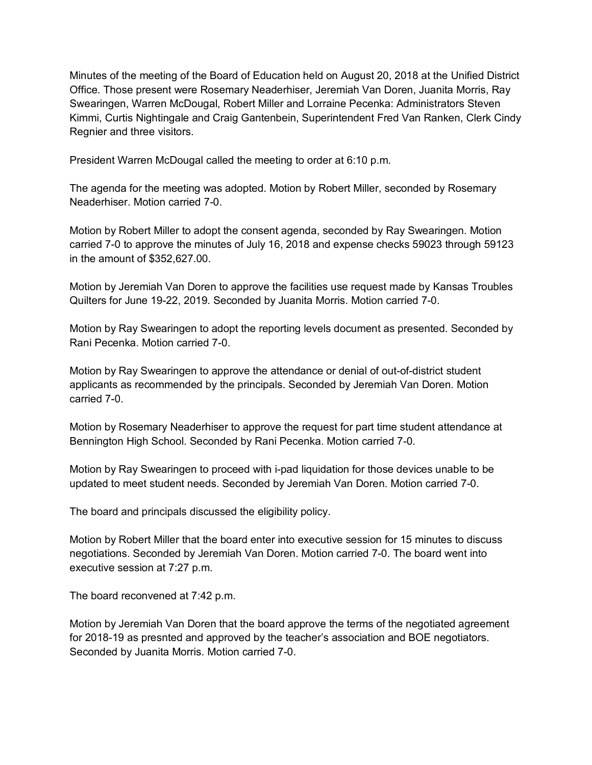Minutes of the meeting of the Board of Education held on August 20, 2018 at the Unified District Office. Those present were Rosemary Neaderhiser, Jeremiah Van Doren, Juanita Morris, Ray Swearingen, Warren McDougal, Robert Miller and Lorraine Pecenka: Administrators Steven Kimmi, Curtis Nightingale and Craig Gantenbein, Superintendent Fred Van Ranken, Clerk Cindy Regnier and three visitors.

President Warren McDougal called the meeting to order at 6:10 p.m.

The agenda for the meeting was adopted. Motion by Robert Miller, seconded by Rosemary Neaderhiser. Motion carried 7-0.

Motion by Robert Miller to adopt the consent agenda, seconded by Ray Swearingen. Motion carried 7-0 to approve the minutes of July 16, 2018 and expense checks 59023 through 59123 in the amount of $352,627.00.

Motion by Jeremiah Van Doren to approve the facilities use request made by Kansas Troubles Quilters for June 19-22, 2019. Seconded by Juanita Morris. Motion carried 7-0.

Motion by Ray Swearingen to adopt the reporting levels document as presented. Seconded by Rani Pecenka. Motion carried 7-0.

Motion by Ray Swearingen to approve the attendance or denial of out-of-district student applicants as recommended by the principals. Seconded by Jeremiah Van Doren. Motion carried 7-0.

Motion by Rosemary Neaderhiser to approve the request for part time student attendance at Bennington High School. Seconded by Rani Pecenka. Motion carried 7-0.

Motion by Ray Swearingen to proceed with i-pad liquidation for those devices unable to be updated to meet student needs. Seconded by Jeremiah Van Doren. Motion carried 7-0.

The board and principals discussed the eligibility policy.

Motion by Robert Miller that the board enter into executive session for 15 minutes to discuss negotiations. Seconded by Jeremiah Van Doren. Motion carried 7-0. The board went into executive session at 7:27 p.m.

The board reconvened at 7:42 p.m.

Motion by Jeremiah Van Doren that the board approve the terms of the negotiated agreement for 2018-19 as presnted and approved by the teacher's association and BOE negotiators. Seconded by Juanita Morris. Motion carried 7-0.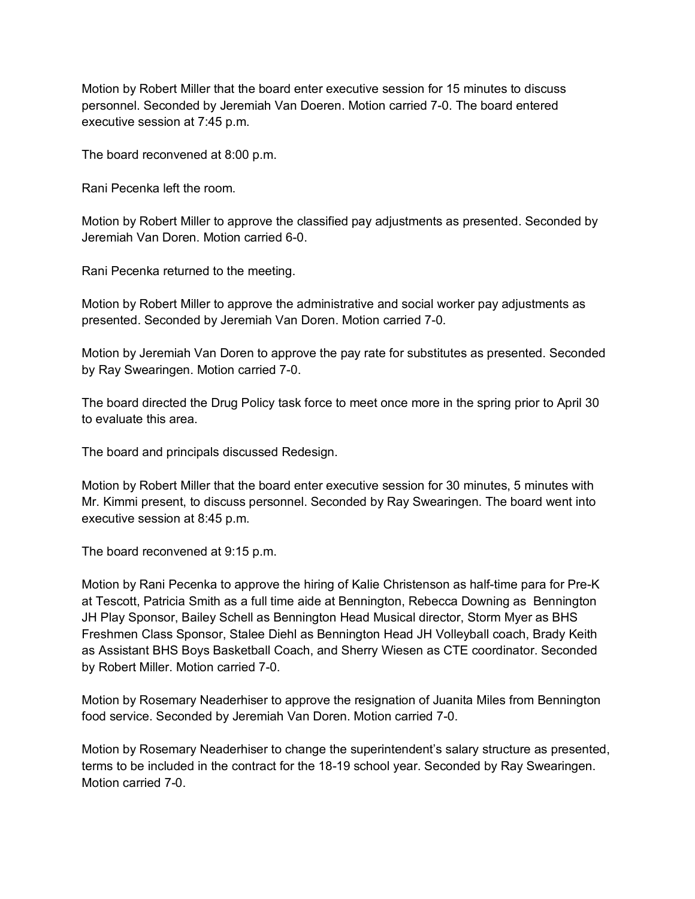Motion by Robert Miller that the board enter executive session for 15 minutes to discuss personnel. Seconded by Jeremiah Van Doeren. Motion carried 7-0. The board entered executive session at 7:45 p.m.

The board reconvened at 8:00 p.m.

Rani Pecenka left the room.

Motion by Robert Miller to approve the classified pay adjustments as presented. Seconded by Jeremiah Van Doren. Motion carried 6-0.

Rani Pecenka returned to the meeting.

Motion by Robert Miller to approve the administrative and social worker pay adjustments as presented. Seconded by Jeremiah Van Doren. Motion carried 7-0.

Motion by Jeremiah Van Doren to approve the pay rate for substitutes as presented. Seconded by Ray Swearingen. Motion carried 7-0.

The board directed the Drug Policy task force to meet once more in the spring prior to April 30 to evaluate this area.

The board and principals discussed Redesign.

Motion by Robert Miller that the board enter executive session for 30 minutes, 5 minutes with Mr. Kimmi present, to discuss personnel. Seconded by Ray Swearingen. The board went into executive session at 8:45 p.m.

The board reconvened at 9:15 p.m.

Motion by Rani Pecenka to approve the hiring of Kalie Christenson as half-time para for Pre-K at Tescott, Patricia Smith as a full time aide at Bennington, Rebecca Downing as Bennington JH Play Sponsor, Bailey Schell as Bennington Head Musical director, Storm Myer as BHS Freshmen Class Sponsor, Stalee Diehl as Bennington Head JH Volleyball coach, Brady Keith as Assistant BHS Boys Basketball Coach, and Sherry Wiesen as CTE coordinator. Seconded by Robert Miller. Motion carried 7-0.

Motion by Rosemary Neaderhiser to approve the resignation of Juanita Miles from Bennington food service. Seconded by Jeremiah Van Doren. Motion carried 7-0.

Motion by Rosemary Neaderhiser to change the superintendent's salary structure as presented, terms to be included in the contract for the 18-19 school year. Seconded by Ray Swearingen. Motion carried 7-0.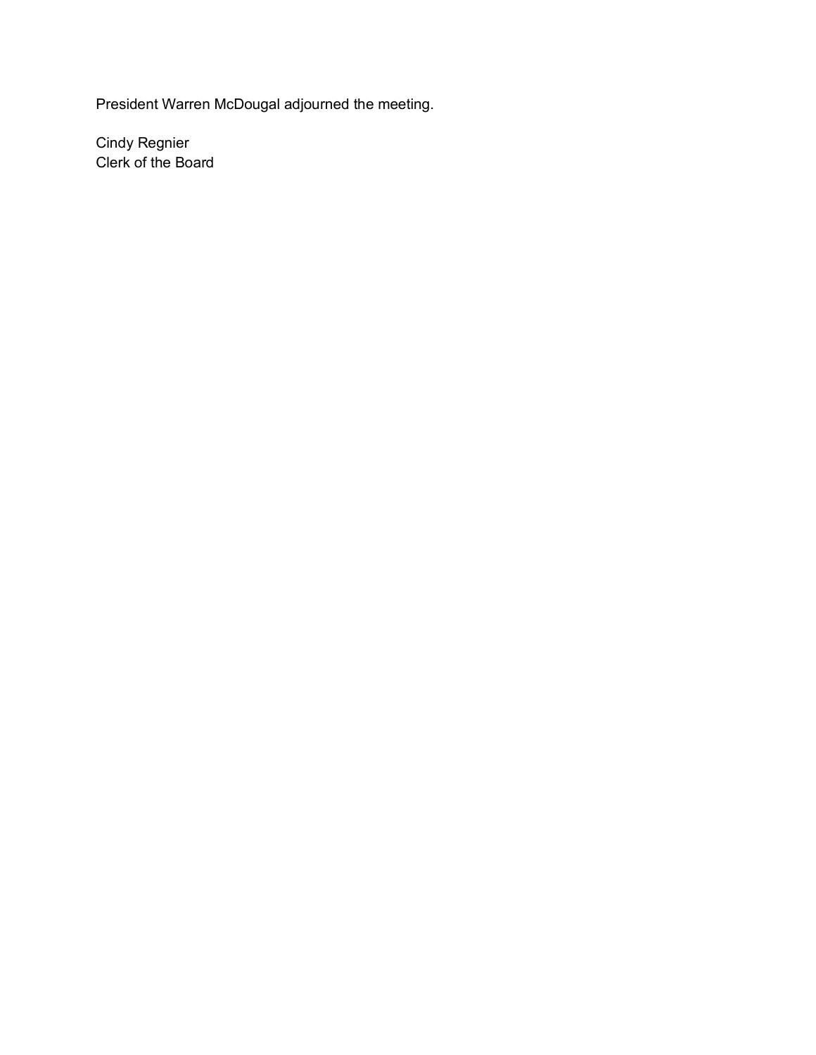President Warren McDougal adjourned the meeting.

Cindy Regnier
Clerk of the Board